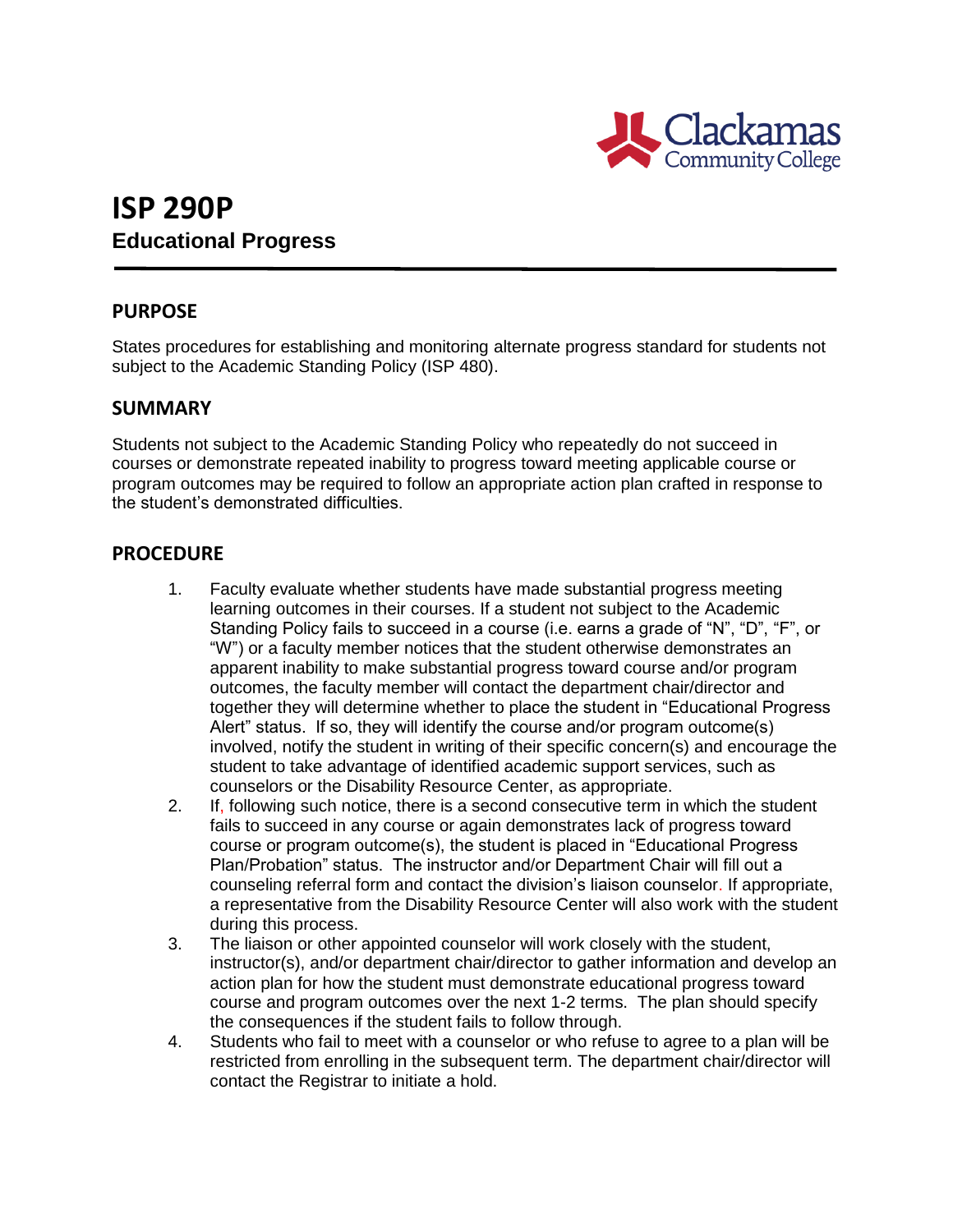# ISP 290P

**Educational Progress**

## PURPOSE

States procedures for establishing and monitoring alternate progress standard for students not subject to the Academic Standing Policy (ISP 480).

## SUMMARY

Students not subject to the Academic Standing Policy who repeatedly do not succeed in courses or demonstrate repeated inability to progress toward meeting applicable course or program outcomes may be required to follow an appropriate action plan crafted in response to the student's demonstrated difficulties.

## PROCEDURE

1. Faculty evaluate whether students have made substantial progress meeting learning outcomes in their courses. If a student not subject to the Academic Standing Policy fails to succeed in a course (i.e. earns a grade of "N", "D", "F", or "W") or a faculty member notices that the student otherwise demonstrates an apparent inability to make substantial progress toward course and/or program outcomes, the faculty member will contact the department chair/director and together they will determine whether to place the student in "Educational Progress Alert" status. If so, they will identify the course and/or program outcome(s) involved, notify the student in writing of their specific concern(s) and encourage the student to take advantage of identified academic support services, such as counselors or the Disability Resource Center, as appropriate.
2. If, following such notice, there is a second consecutive term in which the student fails to succeed in any course or again demonstrates lack of progress toward course or program outcome(s), the student is placed in "Educational Progress Plan/Probation" status. The instructor and/or Department Chair will fill out a counseling referral form and contact the division's liaison counselor. If appropriate, a representative from the Disability Resource Center will also work with the student during this process.
3. The liaison or other appointed counselor will work closely with the student, instructor(s), and/or department chair/director to gather information and develop an action plan for how the student must demonstrate educational progress toward course and program outcomes over the next 1-2 terms. The plan should specify the consequences if the student fails to follow through.
4. Students who fail to meet with a counselor or who refuse to agree to a plan will be restricted from enrolling in the subsequent term. The department chair/director will contact the Registrar to initiate a hold.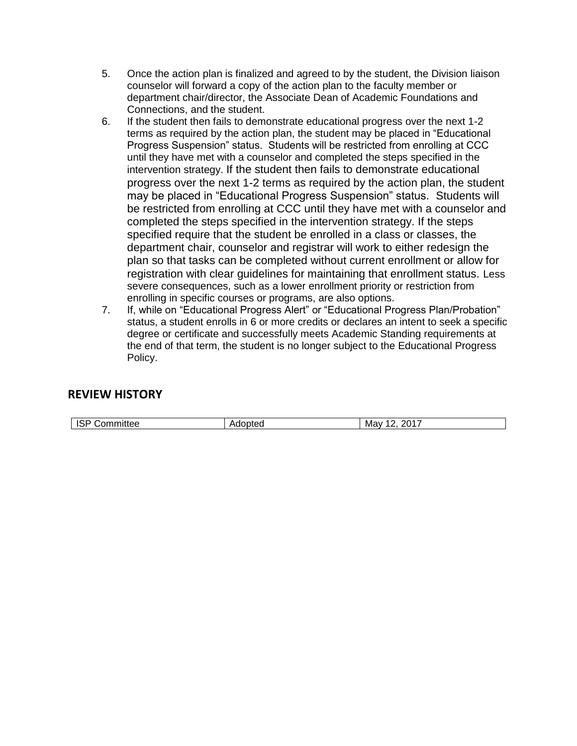5. Once the action plan is finalized and agreed to by the student, the Division liaison counselor will forward a copy of the action plan to the faculty member or department chair/director, the Associate Dean of Academic Foundations and Connections, and the student.
6. If the student then fails to demonstrate educational progress over the next 1-2 terms as required by the action plan, the student may be placed in "Educational Progress Suspension" status. Students will be restricted from enrolling at CCC until they have met with a counselor and completed the steps specified in the intervention strategy. If the student then fails to demonstrate educational progress over the next 1-2 terms as required by the action plan, the student may be placed in "Educational Progress Suspension" status. Students will be restricted from enrolling at CCC until they have met with a counselor and completed the steps specified in the intervention strategy. If the steps specified require that the student be enrolled in a class or classes, the department chair, counselor and registrar will work to either redesign the plan so that tasks can be completed without current enrollment or allow for registration with clear guidelines for maintaining that enrollment status. Less severe consequences, such as a lower enrollment priority or restriction from enrolling in specific courses or programs, are also options.
7. If, while on "Educational Progress Alert" or "Educational Progress Plan/Probation" status, a student enrolls in 6 or more credits or declares an intent to seek a specific degree or certificate and successfully meets Academic Standing requirements at the end of that term, the student is no longer subject to the Educational Progress Policy.

## REVIEW HISTORY

| | | |
|---|---|---|
| ISP Committee | Adopted | May 12, 2017 |